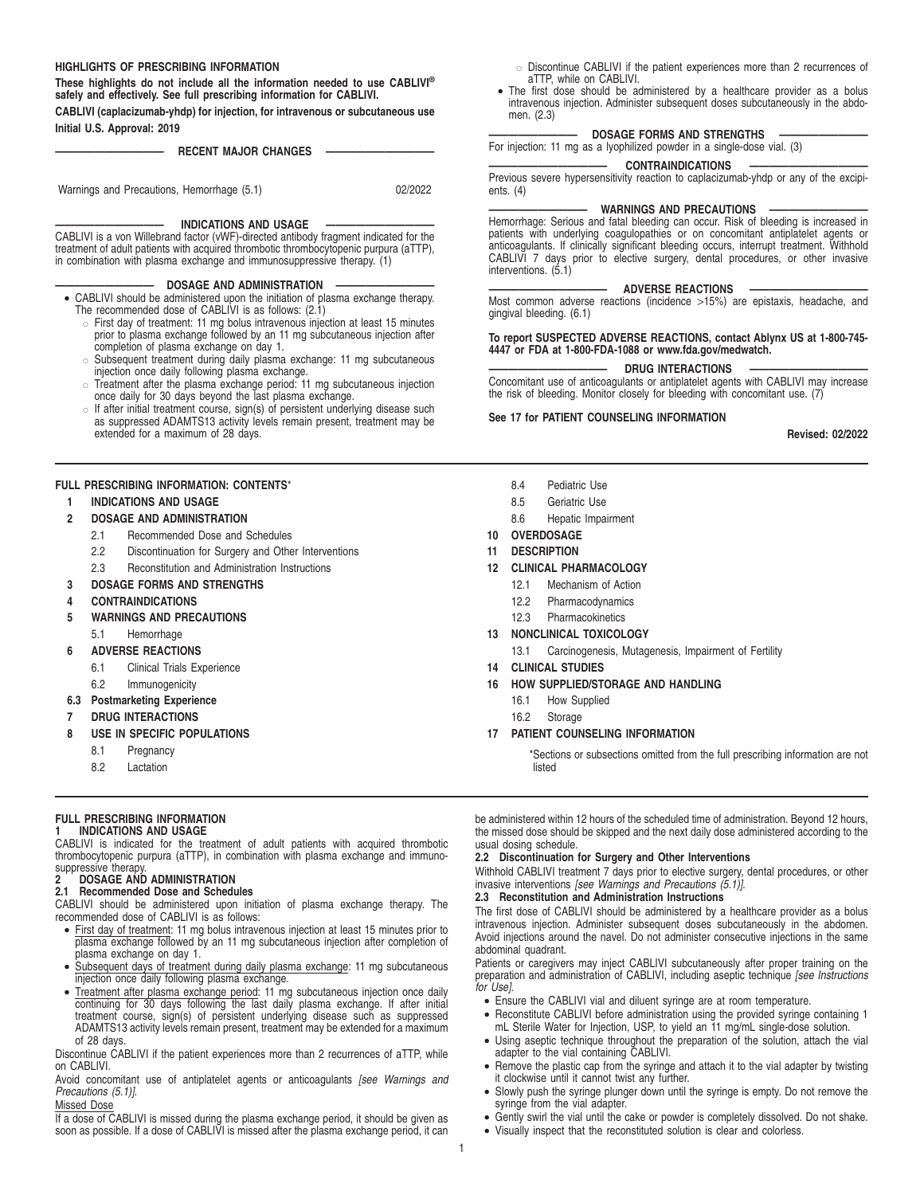## HIGHLIGHTS OF PRESCRIBING INFORMATION

**These highlights do not include all the information needed to use CABLIVI® safely and effectively. See full prescribing information for CABLIVI.**

**CABLIVI (caplacizumab-yhdp) for injection, for intravenous or subcutaneous use**

**Initial U.S. Approval: 2019**

### RECENT MAJOR CHANGES

Warnings and Precautions, Hemorrhage (5.1) 02/2022

### INDICATIONS AND USAGE

CABLIVI is a von Willebrand factor (vWF)-directed antibody fragment indicated for the treatment of adult patients with acquired thrombotic thrombocytopenic purpura (aTTP), in combination with plasma exchange and immunosuppressive therapy. (1)

### DOSAGE AND ADMINISTRATION

- CABLIVI should be administered upon the initiation of plasma exchange therapy. The recommended dose of CABLIVI is as follows: (2.1)
  - First day of treatment: 11 mg bolus intravenous injection at least 15 minutes prior to plasma exchange followed by an 11 mg subcutaneous injection after completion of plasma exchange on day 1.
  - Subsequent treatment during daily plasma exchange: 11 mg subcutaneous injection once daily following plasma exchange.
  - Treatment after the plasma exchange period: 11 mg subcutaneous injection once daily for 30 days beyond the last plasma exchange.
  - If after initial treatment course, sign(s) of persistent underlying disease such as suppressed ADAMTS13 activity levels remain present, treatment may be extended for a maximum of 28 days.
  - Discontinue CABLIVI if the patient experiences more than 2 recurrences of aTTP, while on CABLIVI.
- The first dose should be administered by a healthcare provider as a bolus intravenous injection. Administer subsequent doses subcutaneously in the abdomen. (2.3)

### DOSAGE FORMS AND STRENGTHS

For injection: 11 mg as a lyophilized powder in a single-dose vial. (3)

### CONTRAINDICATIONS

Previous severe hypersensitivity reaction to caplacizumab-yhdp or any of the excipients. (4)

### WARNINGS AND PRECAUTIONS

Hemorrhage: Serious and fatal bleeding can occur. Risk of bleeding is increased in patients with underlying coagulopathies or on concomitant antiplatelet agents or anticoagulants. If clinically significant bleeding occurs, interrupt treatment. Withhold CABLIVI 7 days prior to elective surgery, dental procedures, or other invasive interventions. (5.1)

### ADVERSE REACTIONS

Most common adverse reactions (incidence >15%) are epistaxis, headache, and gingival bleeding. (6.1)

**To report SUSPECTED ADVERSE REACTIONS, contact Ablynx US at 1-800-745-4447 or FDA at 1-800-FDA-1088 or www.fda.gov/medwatch.**

### DRUG INTERACTIONS

Concomitant use of anticoagulants or antiplatelet agents with CABLIVI may increase the risk of bleeding. Monitor closely for bleeding with concomitant use. (7)

**See 17 for PATIENT COUNSELING INFORMATION**

**Revised: 02/2022**

---

## FULL PRESCRIBING INFORMATION: CONTENTS*

**1 INDICATIONS AND USAGE**
**2 DOSAGE AND ADMINISTRATION**
- 2.1 Recommended Dose and Schedules
- 2.2 Discontinuation for Surgery and Other Interventions
- 2.3 Reconstitution and Administration Instructions

**3 DOSAGE FORMS AND STRENGTHS**
**4 CONTRAINDICATIONS**
**5 WARNINGS AND PRECAUTIONS**
- 5.1 Hemorrhage

**6 ADVERSE REACTIONS**
- 6.1 Clinical Trials Experience
- 6.2 Immunogenicity

**6.3 Postmarketing Experience**
**7 DRUG INTERACTIONS**
**8 USE IN SPECIFIC POPULATIONS**
- 8.1 Pregnancy
- 8.2 Lactation
- 8.4 Pediatric Use
- 8.5 Geriatric Use
- 8.6 Hepatic Impairment

**10 OVERDOSAGE**
**11 DESCRIPTION**
**12 CLINICAL PHARMACOLOGY**
- 12.1 Mechanism of Action
- 12.2 Pharmacodynamics
- 12.3 Pharmacokinetics

**13 NONCLINICAL TOXICOLOGY**
- 13.1 Carcinogenesis, Mutagenesis, Impairment of Fertility

**14 CLINICAL STUDIES**
**16 HOW SUPPLIED/STORAGE AND HANDLING**
- 16.1 How Supplied
- 16.2 Storage

**17 PATIENT COUNSELING INFORMATION**

*Sections or subsections omitted from the full prescribing information are not listed

---

## FULL PRESCRIBING INFORMATION

### 1 INDICATIONS AND USAGE

CABLIVI is indicated for the treatment of adult patients with acquired thrombotic thrombocytopenic purpura (aTTP), in combination with plasma exchange and immunosuppressive therapy.

### 2 DOSAGE AND ADMINISTRATION

#### 2.1 Recommended Dose and Schedules

CABLIVI should be administered upon initiation of plasma exchange therapy. The recommended dose of CABLIVI is as follows:

- First day of treatment: 11 mg bolus intravenous injection at least 15 minutes prior to plasma exchange followed by an 11 mg subcutaneous injection after completion of plasma exchange on day 1.
- Subsequent days of treatment during daily plasma exchange: 11 mg subcutaneous injection once daily following plasma exchange.
- Treatment after plasma exchange period: 11 mg subcutaneous injection once daily continuing for 30 days following the last daily plasma exchange. If after initial treatment course, sign(s) of persistent underlying disease such as suppressed ADAMTS13 activity levels remain present, treatment may be extended for a maximum of 28 days.

Discontinue CABLIVI if the patient experiences more than 2 recurrences of aTTP, while on CABLIVI.

Avoid concomitant use of antiplatelet agents or anticoagulants *[see Warnings and Precautions (5.1)]*.

Missed Dose

If a dose of CABLIVI is missed during the plasma exchange period, it should be given as soon as possible. If a dose of CABLIVI is missed after the plasma exchange period, it can be administered within 12 hours of the scheduled time of administration. Beyond 12 hours, the missed dose should be skipped and the next daily dose administered according to the usual dosing schedule.

#### 2.2 Discontinuation for Surgery and Other Interventions

Withhold CABLIVI treatment 7 days prior to elective surgery, dental procedures, or other invasive interventions *[see Warnings and Precautions (5.1)]*.

#### 2.3 Reconstitution and Administration Instructions

The first dose of CABLIVI should be administered by a healthcare provider as a bolus intravenous injection. Administer subsequent doses subcutaneously in the abdomen. Avoid injections around the navel. Do not administer consecutive injections in the same abdominal quadrant.

Patients or caregivers may inject CABLIVI subcutaneously after proper training on the preparation and administration of CABLIVI, including aseptic technique *[see Instructions for Use]*.

- Ensure the CABLIVI vial and diluent syringe are at room temperature.
- Reconstitute CABLIVI before administration using the provided syringe containing 1 mL Sterile Water for Injection, USP, to yield an 11 mg/mL single-dose solution.
- Using aseptic technique throughout the preparation of the solution, attach the vial adapter to the vial containing CABLIVI.
- Remove the plastic cap from the syringe and attach it to the vial adapter by twisting it clockwise until it cannot twist any further.
- Slowly push the syringe plunger down until the syringe is empty. Do not remove the syringe from the vial adapter.
- Gently swirl the vial until the cake or powder is completely dissolved. Do not shake.
- Visually inspect that the reconstituted solution is clear and colorless.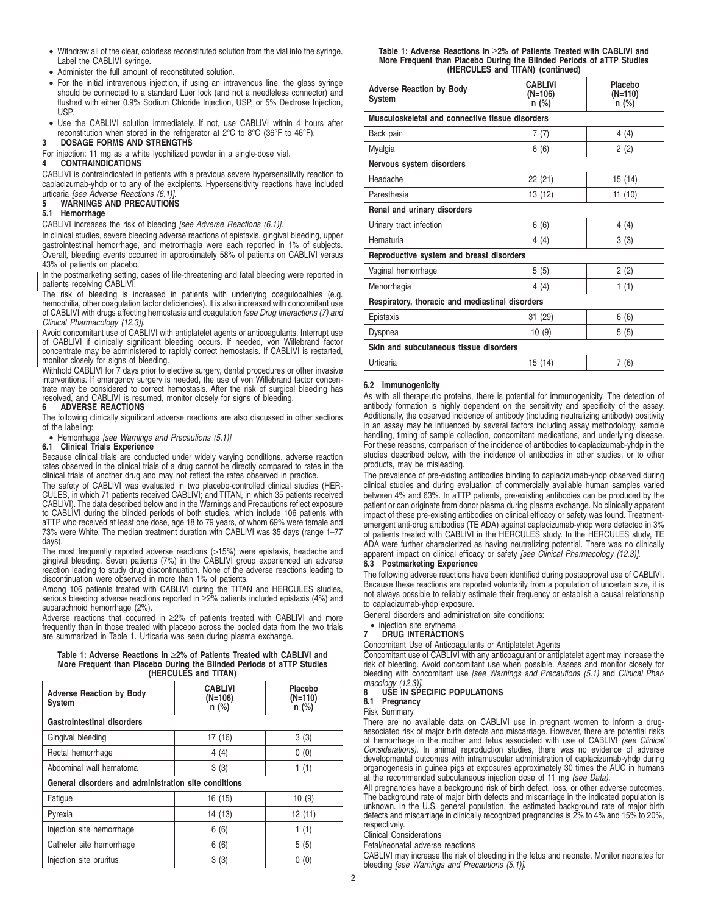- Withdraw all of the clear, colorless reconstituted solution from the vial into the syringe. Label the CABLIVI syringe.
- Administer the full amount of reconstituted solution.
- For the initial intravenous injection, if using an intravenous line, the glass syringe should be connected to a standard Luer lock (and not a needleless connector) and flushed with either 0.9% Sodium Chloride Injection, USP, or 5% Dextrose Injection, USP.
- Use the CABLIVI solution immediately. If not, use CABLIVI within 4 hours after reconstitution when stored in the refrigerator at 2°C to 8°C (36°F to 46°F).

## 3 DOSAGE FORMS AND STRENGTHS

For injection: 11 mg as a white lyophilized powder in a single-dose vial.

## 4 CONTRAINDICATIONS

CABLIVI is contraindicated in patients with a previous severe hypersensitivity reaction to caplacizumab-yhdp or to any of the excipients. Hypersensitivity reactions have included urticaria *[see Adverse Reactions (6.1)]*.

## 5 WARNINGS AND PRECAUTIONS

### 5.1 Hemorrhage

CABLIVI increases the risk of bleeding *[see Adverse Reactions (6.1)]*.

In clinical studies, severe bleeding adverse reactions of epistaxis, gingival bleeding, upper gastrointestinal hemorrhage, and metrorrhagia were each reported in 1% of subjects. Overall, bleeding events occurred in approximately 58% of patients on CABLIVI versus 43% of patients on placebo.

In the postmarketing setting, cases of life-threatening and fatal bleeding were reported in patients receiving CABLIVI.

The risk of bleeding is increased in patients with underlying coagulopathies (e.g. hemophilia, other coagulation factor deficiencies). It is also increased with concomitant use of CABLIVI with drugs affecting hemostasis and coagulation *[see Drug Interactions (7) and Clinical Pharmacology (12.3)]*.

Avoid concomitant use of CABLIVI with antiplatelet agents or anticoagulants. Interrupt use of CABLIVI if clinically significant bleeding occurs. If needed, von Willebrand factor concentrate may be administered to rapidly correct hemostasis. If CABLIVI is restarted, monitor closely for signs of bleeding.

Withhold CABLIVI for 7 days prior to elective surgery, dental procedures or other invasive interventions. If emergency surgery is needed, the use of von Willebrand factor concentrate may be considered to correct hemostasis. After the risk of surgical bleeding has resolved, and CABLIVI is resumed, monitor closely for signs of bleeding.

## 6 ADVERSE REACTIONS

The following clinically significant adverse reactions are also discussed in other sections of the labeling:

- Hemorrhage *[see Warnings and Precautions (5.1)]*

### 6.1 Clinical Trials Experience

Because clinical trials are conducted under widely varying conditions, adverse reaction rates observed in the clinical trials of a drug cannot be directly compared to rates in the clinical trials of another drug and may not reflect the rates observed in practice.

The safety of CABLIVI was evaluated in two placebo-controlled clinical studies (HERCULES, in which 71 patients received CABLIVI; and TITAN, in which 35 patients received CABLIVI). The data described below and in the Warnings and Precautions reflect exposure to CABLIVI during the blinded periods of both studies, which include 106 patients with aTTP who received at least one dose, age 18 to 79 years, of whom 69% were female and 73% were White. The median treatment duration with CABLIVI was 35 days (range 1–77 days).

The most frequently reported adverse reactions (>15%) were epistaxis, headache and gingival bleeding. Seven patients (7%) in the CABLIVI group experienced an adverse reaction leading to study drug discontinuation. None of the adverse reactions leading to discontinuation were observed in more than 1% of patients.

Among 106 patients treated with CABLIVI during the TITAN and HERCULES studies, serious bleeding adverse reactions reported in ≥2% patients included epistaxis (4%) and subarachnoid hemorrhage (2%).

Adverse reactions that occurred in ≥2% of patients treated with CABLIVI and more frequently than in those treated with placebo across the pooled data from the two trials are summarized in Table 1. Urticaria was seen during plasma exchange.

**Table 1: Adverse Reactions in ≥2% of Patients Treated with CABLIVI and More Frequent than Placebo During the Blinded Periods of aTTP Studies (HERCULES and TITAN)**

| Adverse Reaction by Body System | CABLIVI (N=106) n (%) | Placebo (N=110) n (%) |
|---|---|---|
| **Gastrointestinal disorders** | | |
| Gingival bleeding | 17 (16) | 3 (3) |
| Rectal hemorrhage | 4 (4) | 0 (0) |
| Abdominal wall hematoma | 3 (3) | 1 (1) |
| **General disorders and administration site conditions** | | |
| Fatigue | 16 (15) | 10 (9) |
| Pyrexia | 14 (13) | 12 (11) |
| Injection site hemorrhage | 6 (6) | 1 (1) |
| Catheter site hemorrhage | 6 (6) | 5 (5) |
| Injection site pruritus | 3 (3) | 0 (0) |
| **Musculoskeletal and connective tissue disorders** | | |
| Back pain | 7 (7) | 4 (4) |
| Myalgia | 6 (6) | 2 (2) |
| **Nervous system disorders** | | |
| Headache | 22 (21) | 15 (14) |
| Paresthesia | 13 (12) | 11 (10) |
| **Renal and urinary disorders** | | |
| Urinary tract infection | 6 (6) | 4 (4) |
| Hematuria | 4 (4) | 3 (3) |
| **Reproductive system and breast disorders** | | |
| Vaginal hemorrhage | 5 (5) | 2 (2) |
| Menorrhagia | 4 (4) | 1 (1) |
| **Respiratory, thoracic and mediastinal disorders** | | |
| Epistaxis | 31 (29) | 6 (6) |
| Dyspnea | 10 (9) | 5 (5) |
| **Skin and subcutaneous tissue disorders** | | |
| Urticaria | 15 (14) | 7 (6) |

### 6.2 Immunogenicity

As with all therapeutic proteins, there is potential for immunogenicity. The detection of antibody formation is highly dependent on the sensitivity and specificity of the assay. Additionally, the observed incidence of antibody (including neutralizing antibody) positivity in an assay may be influenced by several factors including assay methodology, sample handling, timing of sample collection, concomitant medications, and underlying disease. For these reasons, comparison of the incidence of antibodies to caplacizumab-yhdp in the studies described below, with the incidence of antibodies in other studies, or to other products, may be misleading.

The prevalence of pre-existing antibodies binding to caplacizumab-yhdp observed during clinical studies and during evaluation of commercially available human samples varied between 4% and 63%. In aTTP patients, pre-existing antibodies can be produced by the patient or can originate from donor plasma during plasma exchange. No clinically apparent impact of these pre-existing antibodies on clinical efficacy or safety was found. Treatment-emergent anti-drug antibodies (TE ADA) against caplacizumab-yhdp were detected in 3% of patients treated with CABLIVI in the HERCULES study. In the HERCULES study, TE ADA were further characterized as having neutralizing potential. There was no clinically apparent impact on clinical efficacy or safety *[see Clinical Pharmacology (12.3)]*.

### 6.3 Postmarketing Experience

The following adverse reactions have been identified during postapproval use of CABLIVI. Because these reactions are reported voluntarily from a population of uncertain size, it is not always possible to reliably estimate their frequency or establish a causal relationship to caplacizumab-yhdp exposure.

General disorders and administration site conditions:

- injection site erythema

## 7 DRUG INTERACTIONS

Concomitant Use of Anticoagulants or Antiplatelet Agents

Concomitant use of CABLIVI with any anticoagulant or antiplatelet agent may increase the risk of bleeding. Avoid concomitant use when possible. Assess and monitor closely for bleeding with concomitant use *[see Warnings and Precautions (5.1)* and *Clinical Pharmacology (12.3)]*.

## 8 USE IN SPECIFIC POPULATIONS

### 8.1 Pregnancy

Risk Summary

There are no available data on CABLIVI use in pregnant women to inform a drug-associated risk of major birth defects and miscarriage. However, there are potential risks of hemorrhage in the mother and fetus associated with use of CABLIVI *(see Clinical Considerations)*. In animal reproduction studies, there was no evidence of adverse developmental outcomes with intramuscular administration of caplacizumab-yhdp during organogenesis in guinea pigs at exposures approximately 30 times the AUC in humans at the recommended subcutaneous injection dose of 11 mg *(see Data)*.

All pregnancies have a background risk of birth defect, loss, or other adverse outcomes. The background rate of major birth defects and miscarriage in the indicated population is unknown. In the U.S. general population, the estimated background rate of major birth defects and miscarriage in clinically recognized pregnancies is 2% to 4% and 15% to 20%, respectively.

Clinical Considerations

Fetal/neonatal adverse reactions

CABLIVI may increase the risk of bleeding in the fetus and neonate. Monitor neonates for bleeding *[see Warnings and Precautions (5.1)]*.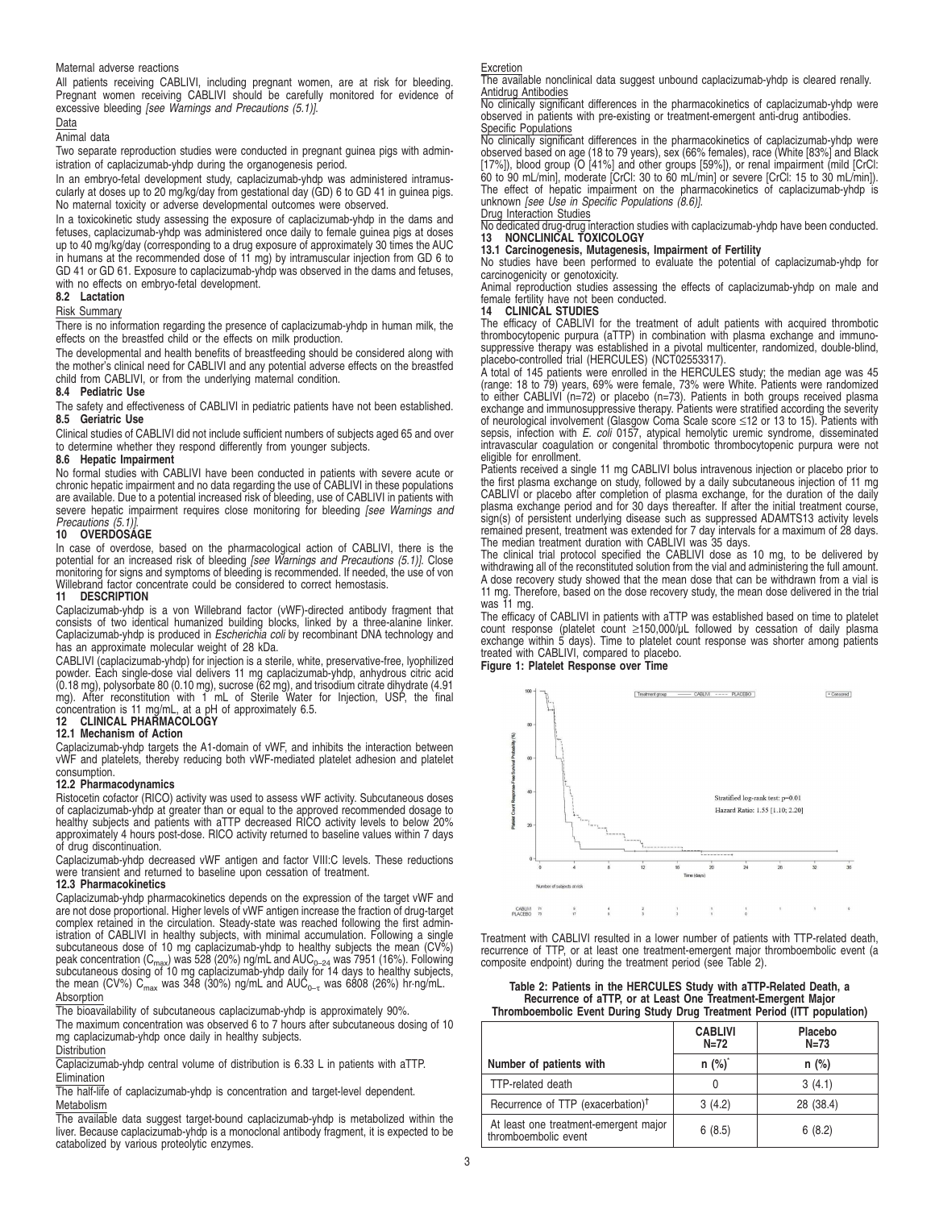Maternal adverse reactions

All patients receiving CABLIVI, including pregnant women, are at risk for bleeding. Pregnant women receiving CABLIVI should be carefully monitored for evidence of excessive bleeding *[see Warnings and Precautions (5.1)]*.

Data

Animal data

Two separate reproduction studies were conducted in pregnant guinea pigs with administration of caplacizumab-yhdp during the organogenesis period.

In an embryo-fetal development study, caplacizumab-yhdp was administered intramuscularly at doses up to 20 mg/kg/day from gestational day (GD) 6 to GD 41 in guinea pigs. No maternal toxicity or adverse developmental outcomes were observed.

In a toxicokinetic study assessing the exposure of caplacizumab-yhdp in the dams and fetuses, caplacizumab-yhdp was administered once daily to female guinea pigs at doses up to 40 mg/kg/day (corresponding to a drug exposure of approximately 30 times the AUC in humans at the recommended dose of 11 mg) by intramuscular injection from GD 6 to GD 41 or GD 61. Exposure to caplacizumab-yhdp was observed in the dams and fetuses, with no effects on embryo-fetal development.

### 8.2 Lactation

Risk Summary

There is no information regarding the presence of caplacizumab-yhdp in human milk, the effects on the breastfed child or the effects on milk production.

The developmental and health benefits of breastfeeding should be considered along with the mother's clinical need for CABLIVI and any potential adverse effects on the breastfed child from CABLIVI, or from the underlying maternal condition.

### 8.4 Pediatric Use

The safety and effectiveness of CABLIVI in pediatric patients have not been established.

### 8.5 Geriatric Use

Clinical studies of CABLIVI did not include sufficient numbers of subjects aged 65 and over to determine whether they respond differently from younger subjects.

### 8.6 Hepatic Impairment

No formal studies with CABLIVI have been conducted in patients with severe acute or chronic hepatic impairment and no data regarding the use of CABLIVI in these populations are available. Due to a potential increased risk of bleeding, use of CABLIVI in patients with severe hepatic impairment requires close monitoring for bleeding *[see Warnings and Precautions (5.1)]*.

## 10 OVERDOSAGE

In case of overdose, based on the pharmacological action of CABLIVI, there is the potential for an increased risk of bleeding *[see Warnings and Precautions (5.1)]*. Close monitoring for signs and symptoms of bleeding is recommended. If needed, the use of von Willebrand factor concentrate could be considered to correct hemostasis.

## 11 DESCRIPTION

Caplacizumab-yhdp is a von Willebrand factor (vWF)-directed antibody fragment that consists of two identical humanized building blocks, linked by a three-alanine linker. Caplacizumab-yhdp is produced in *Escherichia coli* by recombinant DNA technology and has an approximate molecular weight of 28 kDa.

CABLIVI (caplacizumab-yhdp) for injection is a sterile, white, preservative-free, lyophilized powder. Each single-dose vial delivers 11 mg caplacizumab-yhdp, anhydrous citric acid (0.18 mg), polysorbate 80 (0.10 mg), sucrose (62 mg), and trisodium citrate dihydrate (4.91 mg). After reconstitution with 1 mL of Sterile Water for Injection, USP, the final concentration is 11 mg/mL, at a pH of approximately 6.5.

## 12 CLINICAL PHARMACOLOGY

### 12.1 Mechanism of Action

Caplacizumab-yhdp targets the A1-domain of vWF, and inhibits the interaction between vWF and platelets, thereby reducing both vWF-mediated platelet adhesion and platelet consumption.

### 12.2 Pharmacodynamics

Ristocetin cofactor (RICO) activity was used to assess vWF activity. Subcutaneous doses of caplacizumab-yhdp at greater than or equal to the approved recommended dosage to healthy subjects and patients with aTTP decreased RICO activity levels to below 20% approximately 4 hours post-dose. RICO activity returned to baseline values within 7 days of drug discontinuation.

Caplacizumab-yhdp decreased vWF antigen and factor VIII:C levels. These reductions were transient and returned to baseline upon cessation of treatment.

### 12.3 Pharmacokinetics

Caplacizumab-yhdp pharmacokinetics depends on the expression of the target vWF and are not dose proportional. Higher levels of vWF antigen increase the fraction of drug-target complex retained in the circulation. Steady-state was reached following the first administration of CABLIVI in healthy subjects, with minimal accumulation. Following a single subcutaneous dose of 10 mg caplacizumab-yhdp to healthy subjects the mean (CV%) peak concentration ($C_{max}$) was 528 (20%) ng/mL and $AUC_{0-24}$ was 7951 (16%). Following subcutaneous dosing of 10 mg caplacizumab-yhdp daily for 14 days to healthy subjects, the mean (CV%) $C_{max}$ was 348 (30%) ng/mL and $AUC_{0-\tau}$ was 6808 (26%) hr·ng/mL.

Absorption

The bioavailability of subcutaneous caplacizumab-yhdp is approximately 90%.

The maximum concentration was observed 6 to 7 hours after subcutaneous dosing of 10 mg caplacizumab-yhdp once daily in healthy subjects.

Distribution

Caplacizumab-yhdp central volume of distribution is 6.33 L in patients with aTTP.

Elimination

The half-life of caplacizumab-yhdp is concentration and target-level dependent.

Metabolism

The available data suggest target-bound caplacizumab-yhdp is metabolized within the liver. Because caplacizumab-yhdp is a monoclonal antibody fragment, it is expected to be catabolized by various proteolytic enzymes.

Excretion

The available nonclinical data suggest unbound caplacizumab-yhdp is cleared renally.

Antidrug Antibodies

No clinically significant differences in the pharmacokinetics of caplacizumab-yhdp were observed in patients with pre-existing or treatment-emergent anti-drug antibodies.

Specific Populations

No clinically significant differences in the pharmacokinetics of caplacizumab-yhdp were observed based on age (18 to 79 years), sex (66% females), race (White [83%] and Black [17%]), blood group (O [41%] and other groups [59%]), or renal impairment (mild [CrCl: 60 to 90 mL/min], moderate [CrCl: 30 to 60 mL/min] or severe [CrCl: 15 to 30 mL/min]). The effect of hepatic impairment on the pharmacokinetics of caplacizumab-yhdp is unknown *[see Use in Specific Populations (8.6)]*.

Drug Interaction Studies

No dedicated drug-drug interaction studies with caplacizumab-yhdp have been conducted.

## 13 NONCLINICAL TOXICOLOGY

### 13.1 Carcinogenesis, Mutagenesis, Impairment of Fertility

No studies have been performed to evaluate the potential of caplacizumab-yhdp for carcinogenicity or genotoxicity.

Animal reproduction studies assessing the effects of caplacizumab-yhdp on male and female fertility have not been conducted.

## 14 CLINICAL STUDIES

The efficacy of CABLIVI for the treatment of adult patients with acquired thrombotic thrombocytopenic purpura (aTTP) in combination with plasma exchange and immunosuppressive therapy was established in a pivotal multicenter, randomized, double-blind, placebo-controlled trial (HERCULES) (NCT02553317).

A total of 145 patients were enrolled in the HERCULES study; the median age was 45 (range: 18 to 79) years, 69% were female, 73% were White. Patients were randomized to either CABLIVI (n=72) or placebo (n=73). Patients in both groups received plasma exchange and immunosuppressive therapy. Patients were stratified according the severity of neurological involvement (Glasgow Coma Scale score ≤12 or 13 to 15). Patients with sepsis, infection with *E. coli* 0157, atypical hemolytic uremic syndrome, disseminated intravascular coagulation or congenital thrombotic thrombocytopenic purpura were not eligible for enrollment.

Patients received a single 11 mg CABLIVI bolus intravenous injection or placebo prior to the first plasma exchange on study, followed by a daily subcutaneous injection of 11 mg CABLIVI or placebo after completion of plasma exchange, for the duration of the daily plasma exchange period and for 30 days thereafter. If after the initial treatment course, sign(s) of persistent underlying disease such as suppressed ADAMTS13 activity levels remained present, treatment was extended for 7 day intervals for a maximum of 28 days. The median treatment duration with CABLIVI was 35 days.

The clinical trial protocol specified the CABLIVI dose as 10 mg, to be delivered by withdrawing all of the reconstituted solution from the vial and administering the full amount. A dose recovery study showed that the mean dose that can be withdrawn from a vial is 11 mg. Therefore, based on the dose recovery study, the mean dose delivered in the trial was 11 mg.

The efficacy of CABLIVI in patients with aTTP was established based on time to platelet count response (platelet count ≥150,000/µL followed by cessation of daily plasma exchange within 5 days). Time to platelet count response was shorter among patients treated with CABLIVI, compared to placebo.

**Figure 1: Platelet Response over Time**

Treatment with CABLIVI resulted in a lower number of patients with TTP-related death, recurrence of TTP, or at least one treatment-emergent major thromboembolic event (a composite endpoint) during the treatment period (see Table 2).

**Table 2: Patients in the HERCULES Study with aTTP-Related Death, a Recurrence of aTTP, or at Least One Treatment-Emergent Major Thromboembolic Event During Study Drug Treatment Period (ITT population)**

| | CABLIVI N=72 | Placebo N=73 |
|---|---|---|
| Number of patients with | n (%)* | n (%) |
| TTP-related death | 0 | 3 (4.1) |
| Recurrence of TTP (exacerbation)† | 3 (4.2) | 28 (38.4) |
| At least one treatment-emergent major thromboembolic event | 6 (8.5) | 6 (8.2) |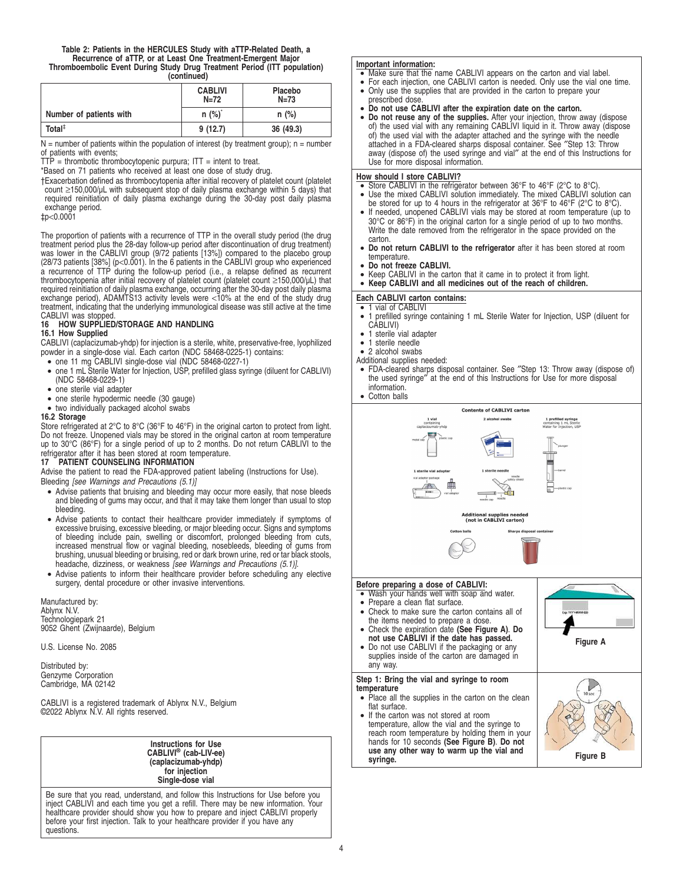**Table 2: Patients in the HERCULES Study with aTTP-Related Death, a Recurrence of aTTP, or at Least One Treatment-Emergent Major Thromboembolic Event During Study Drug Treatment Period (ITT population) (continued)**

| | CABLIVI N=72 | Placebo N=73 |
|---|---|---|
| Number of patients with | n (%)* | n (%) |
| Total‡ | 9 (12.7) | 36 (49.3) |

N = number of patients within the population of interest (by treatment group); n = number of patients with events;

TTP = thrombotic thrombocytopenic purpura; ITT = intent to treat.

*Based on 71 patients who received at least one dose of study drug.

†Exacerbation defined as thrombocytopenia after initial recovery of platelet count (platelet count ≥150,000/µL with subsequent stop of daily plasma exchange within 5 days) that required reinitiation of daily plasma exchange during the 30-day post daily plasma exchange period.

‡p<0.0001

The proportion of patients with a recurrence of TTP in the overall study period (the drug treatment period plus the 28-day follow-up period after discontinuation of drug treatment) was lower in the CABLIVI group (9/72 patients [13%]) compared to the placebo group (28/73 patients [38%] (p<0.001). In the 6 patients in the CABLIVI group who experienced a recurrence of TTP during the follow-up period (i.e., a relapse defined as recurrent thrombocytopenia after initial recovery of platelet count (platelet count ≥150,000/µL) that required reinitiation of daily plasma exchange, occurring after the 30-day post daily plasma exchange period), ADAMTS13 activity levels were <10% at the end of the study drug treatment, indicating that the underlying immunological disease was still active at the time CABLIVI was stopped.

## 16 HOW SUPPLIED/STORAGE AND HANDLING

### 16.1 How Supplied

CABLIVI (caplacizumab-yhdp) for injection is a sterile, white, preservative-free, lyophilized powder in a single-dose vial. Each carton (NDC 58468-0225-1) contains:

- one 11 mg CABLIVI single-dose vial (NDC 58468-0227-1)
- one 1 mL Sterile Water for Injection, USP, prefilled glass syringe (diluent for CABLIVI) (NDC 58468-0229-1)
- one sterile vial adapter
- one sterile hypodermic needle (30 gauge)
- two individually packaged alcohol swabs

### 16.2 Storage

Store refrigerated at 2°C to 8°C (36°F to 46°F) in the original carton to protect from light. Do not freeze. Unopened vials may be stored in the original carton at room temperature up to 30°C (86°F) for a single period of up to 2 months. Do not return CABLIVI to the refrigerator after it has been stored at room temperature.

## 17 PATIENT COUNSELING INFORMATION

Advise the patient to read the FDA-approved patient labeling (Instructions for Use).

Bleeding *[see Warnings and Precautions (5.1)]*

- Advise patients that bruising and bleeding may occur more easily, that nose bleeds and bleeding of gums may occur, and that it may take them longer than usual to stop bleeding.
- Advise patients to contact their healthcare provider immediately if symptoms of excessive bruising, excessive bleeding, or major bleeding occur. Signs and symptoms of bleeding include pain, swelling or discomfort, prolonged bleeding from cuts, increased menstrual flow or vaginal bleeding, nosebleeds, bleeding of gums from brushing, unusual bleeding or bruising, red or dark brown urine, red or tar black stools, headache, dizziness, or weakness *[see Warnings and Precautions (5.1)]*.
- Advise patients to inform their healthcare provider before scheduling any elective surgery, dental procedure or other invasive interventions.

Manufactured by:
Ablynx N.V.
Technologiepark 21
9052 Ghent (Zwijnaarde), Belgium

U.S. License No. 2085

Distributed by:
Genzyme Corporation
Cambridge, MA 02142

CABLIVI is a registered trademark of Ablynx N.V., Belgium
©2022 Ablynx N.V. All rights reserved.

**Instructions for Use**
**CABLIVI® (cab-LIV-ee)**
**(caplacizumab-yhdp)**
**for injection**
**Single-dose vial**

Be sure that you read, understand, and follow this Instructions for Use before you inject CABLIVI and each time you get a refill. There may be new information. Your healthcare provider should show you how to prepare and inject CABLIVI properly before your first injection. Talk to your healthcare provider if you have any questions.

**Important information:**

- Make sure that the name CABLIVI appears on the carton and vial label.
- For each injection, one CABLIVI carton is needed. Only use the vial one time.
- Only use the supplies that are provided in the carton to prepare your prescribed dose.
- **Do not use CABLIVI after the expiration date on the carton.**
- **Do not reuse any of the supplies.** After your injection, throw away (dispose of) the used vial with any remaining CABLIVI liquid in it. Throw away (dispose of) the used vial with the adapter attached and the syringe with the needle attached in a FDA-cleared sharps disposal container. See "Step 13: Throw away (dispose of) the used syringe and vial" at the end of this Instructions for Use for more disposal information.

**How should I store CABLIVI?**

- Store CABLIVI in the refrigerator between 36°F to 46°F (2°C to 8°C).
- Use the mixed CABLIVI solution immediately. The mixed CABLIVI solution can be stored for up to 4 hours in the refrigerator at 36°F to 46°F (2°C to 8°C).
- If needed, unopened CABLIVI vials may be stored at room temperature (up to 30°C or 86°F) in the original carton for a single period of up to two months. Write the date removed from the refrigerator in the space provided on the carton.
- **Do not return CABLIVI to the refrigerator** after it has been stored at room temperature.
- **Do not freeze CABLIVI.**
- Keep CABLIVI in the carton that it came in to protect it from light.
- **Keep CABLIVI and all medicines out of the reach of children.**

**Each CABLIVI carton contains:**

- 1 vial of CABLIVI
- 1 prefilled syringe containing 1 mL Sterile Water for Injection, USP (diluent for CABLIVI)
- 1 sterile vial adapter
- 1 sterile needle
- 2 alcohol swabs

Additional supplies needed:

- FDA-cleared sharps disposal container. See "Step 13: Throw away (dispose of) the used syringe" at the end of this Instructions for Use for more disposal information.
- Cotton balls

**Contents of CABLIVI carton**

1 vial containing caplacizumab-yhdp; 2 alcohol swabs; 1 prefilled syringe containing 1 mL Sterile Water for Injection, USP; 1 sterile vial adapter; 1 sterile needle

**Additional supplies needed (not in CABLIVI carton)**

Cotton balls; Sharps disposal container

**Before preparing a dose of CABLIVI:**

- Wash your hands well with soap and water.
- Prepare a clean flat surface.
- Check to make sure the carton contains all of the items needed to prepare a dose.
- Check the expiration date **(See Figure A)**. **Do not use CABLIVI if the date has passed.**
- Do not use CABLIVI if the packaging or any supplies inside of the carton are damaged in any way.

Figure A

**Step 1: Bring the vial and syringe to room temperature**

- Place all the supplies in the carton on the clean flat surface.
- If the carton was not stored at room temperature, allow the vial and the syringe to reach room temperature by holding them in your hands for 10 seconds **(See Figure B)**. **Do not use any other way to warm up the vial and syringe.**

Figure B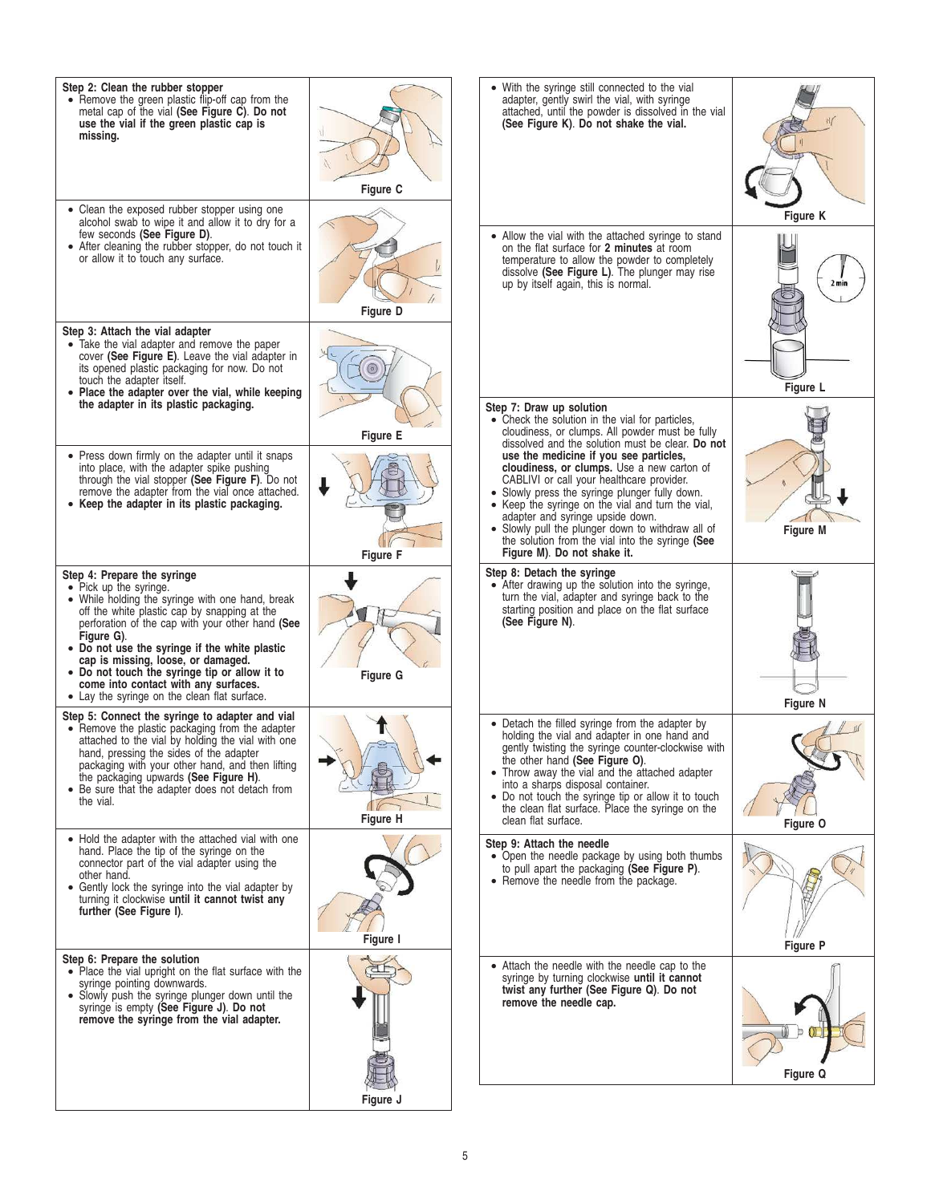**Step 2: Clean the rubber stopper**

- Remove the green plastic flip-off cap from the metal cap of the vial **(See Figure C)**. **Do not use the vial if the green plastic cap is missing.**

Figure C

- Clean the exposed rubber stopper using one alcohol swab to wipe it and allow it to dry for a few seconds **(See Figure D)**.
- After cleaning the rubber stopper, do not touch it or allow it to touch any surface.

Figure D

**Step 3: Attach the vial adapter**

- Take the vial adapter and remove the paper cover **(See Figure E)**. Leave the vial adapter in its opened plastic packaging for now. Do not touch the adapter itself.
- **Place the adapter over the vial, while keeping the adapter in its plastic packaging.**

Figure E

- Press down firmly on the adapter until it snaps into place, with the adapter spike pushing through the vial stopper **(See Figure F)**. Do not remove the adapter from the vial once attached.
- **Keep the adapter in its plastic packaging.**

Figure F

**Step 4: Prepare the syringe**

- Pick up the syringe.
- While holding the syringe with one hand, break off the white plastic cap by snapping at the perforation of the cap with your other hand **(See Figure G)**.
- **Do not use the syringe if the white plastic cap is missing, loose, or damaged.**
- **Do not touch the syringe tip or allow it to come into contact with any surfaces.**
- Lay the syringe on the clean flat surface.

Figure G

**Step 5: Connect the syringe to adapter and vial**

- Remove the plastic packaging from the adapter attached to the vial by holding the vial with one hand, pressing the sides of the adapter packaging with your other hand, and then lifting the packaging upwards **(See Figure H)**.
- Be sure that the adapter does not detach from the vial.

Figure H

- Hold the adapter with the attached vial with one hand. Place the tip of the syringe on the connector part of the vial adapter using the other hand.
- Gently lock the syringe into the vial adapter by turning it clockwise **until it cannot twist any further (See Figure I)**.

Figure I

**Step 6: Prepare the solution**

- Place the vial upright on the flat surface with the syringe pointing downwards.
- Slowly push the syringe plunger down until the syringe is empty **(See Figure J)**. **Do not remove the syringe from the vial adapter.**

Figure J

- With the syringe still connected to the vial adapter, gently swirl the vial, with syringe attached, until the powder is dissolved in the vial **(See Figure K)**. **Do not shake the vial.**

Figure K

- Allow the vial with the attached syringe to stand on the flat surface for **2 minutes** at room temperature to allow the powder to completely dissolve **(See Figure L)**. The plunger may rise up by itself again, this is normal.

Figure L

**Step 7: Draw up solution**

- Check the solution in the vial for particles, cloudiness, or clumps. All powder must be fully dissolved and the solution must be clear. **Do not use the medicine if you see particles, cloudiness, or clumps.** Use a new carton of CABLIVI or call your healthcare provider.
- Slowly press the syringe plunger fully down.
- Keep the syringe on the vial and turn the vial, adapter and syringe upside down.
- Slowly pull the plunger down to withdraw all of the solution from the vial into the syringe **(See Figure M)**. **Do not shake it.**

Figure M

**Step 8: Detach the syringe**

- After drawing up the solution into the syringe, turn the vial, adapter and syringe back to the starting position and place on the flat surface **(See Figure N)**.

Figure N

- Detach the filled syringe from the adapter by holding the vial and adapter in one hand and gently twisting the syringe counter-clockwise with the other hand **(See Figure O)**.
- Throw away the vial and the attached adapter into a sharps disposal container.
- Do not touch the syringe tip or allow it to touch the clean flat surface. Place the syringe on the clean flat surface.

Figure O

**Step 9: Attach the needle**

- Open the needle package by using both thumbs to pull apart the packaging **(See Figure P)**.
- Remove the needle from the package.

Figure P

- Attach the needle with the needle cap to the syringe by turning clockwise **until it cannot twist any further (See Figure Q)**. **Do not remove the needle cap.**

Figure Q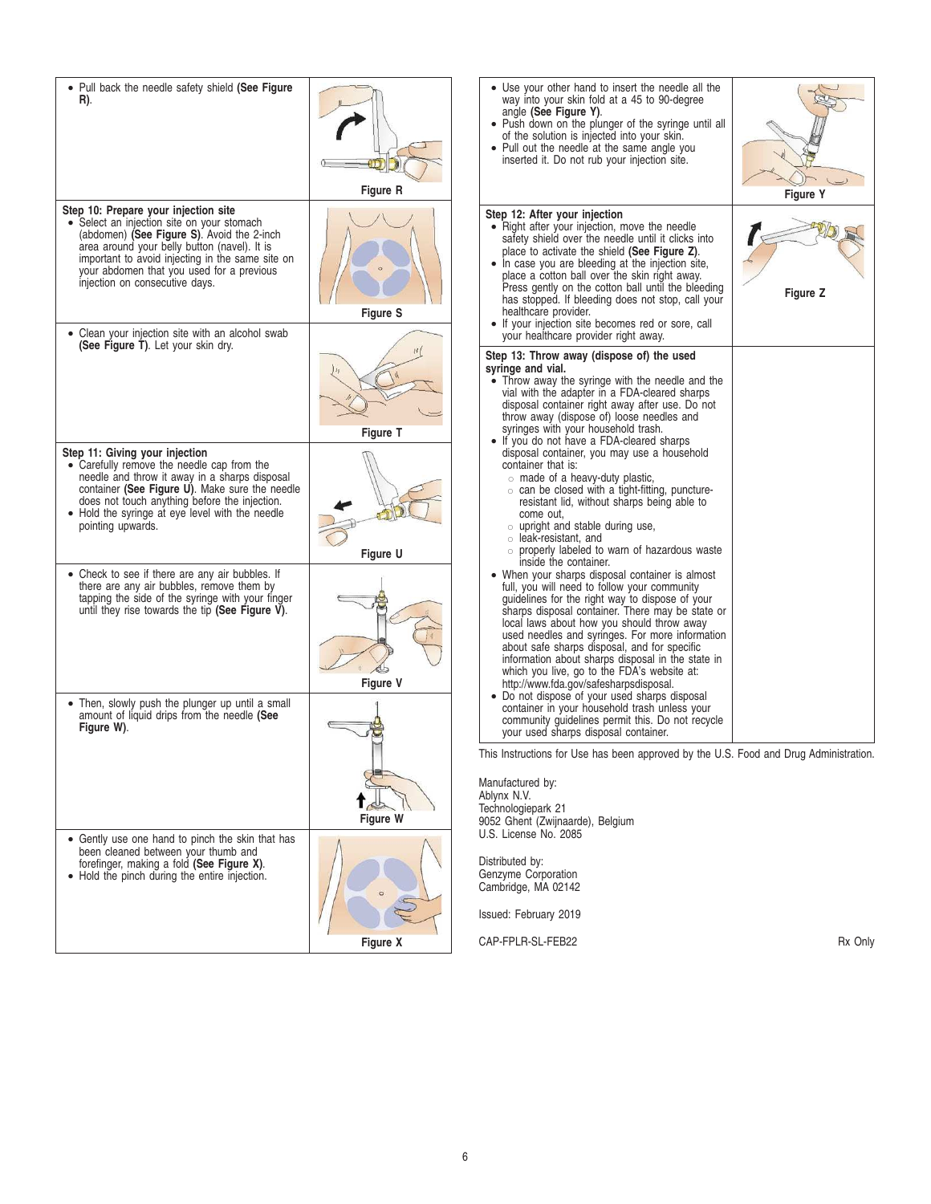- Pull back the needle safety shield **(See Figure R)**.

Figure R

**Step 10: Prepare your injection site**

- Select an injection site on your stomach (abdomen) **(See Figure S)**. Avoid the 2-inch area around your belly button (navel). It is important to avoid injecting in the same site on your abdomen that you used for a previous injection on consecutive days.

Figure S

- Clean your injection site with an alcohol swab **(See Figure T)**. Let your skin dry.

Figure T

**Step 11: Giving your injection**

- Carefully remove the needle cap from the needle and throw it away in a sharps disposal container **(See Figure U)**. Make sure the needle does not touch anything before the injection.
- Hold the syringe at eye level with the needle pointing upwards.

Figure U

- Check to see if there are any air bubbles. If there are any air bubbles, remove them by tapping the side of the syringe with your finger until they rise towards the tip **(See Figure V)**.

Figure V

- Then, slowly push the plunger up until a small amount of liquid drips from the needle **(See Figure W)**.

Figure W

- Gently use one hand to pinch the skin that has been cleaned between your thumb and forefinger, making a fold **(See Figure X)**.
- Hold the pinch during the entire injection.

Figure X

- Use your other hand to insert the needle all the way into your skin fold at a 45 to 90-degree angle **(See Figure Y)**.
- Push down on the plunger of the syringe until all of the solution is injected into your skin.
- Pull out the needle at the same angle you inserted it. Do not rub your injection site.

Figure Y

**Step 12: After your injection**

- Right after your injection, move the needle safety shield over the needle until it clicks into place to activate the shield **(See Figure Z)**.
- In case you are bleeding at the injection site, place a cotton ball over the skin right away. Press gently on the cotton ball until the bleeding has stopped. If bleeding does not stop, call your healthcare provider.
- If your injection site becomes red or sore, call your healthcare provider right away.

Figure Z

**Step 13: Throw away (dispose of) the used syringe and vial.**

- Throw away the syringe with the needle and the vial with the adapter in a FDA-cleared sharps disposal container right away after use. Do not throw away (dispose of) loose needles and syringes with your household trash.
- If you do not have a FDA-cleared sharps disposal container, you may use a household container that is:
  - made of a heavy-duty plastic,
  - can be closed with a tight-fitting, puncture-resistant lid, without sharps being able to come out,
  - upright and stable during use,
  - leak-resistant, and
  - properly labeled to warn of hazardous waste inside the container.
- When your sharps disposal container is almost full, you will need to follow your community guidelines for the right way to dispose of your sharps disposal container. There may be state or local laws about how you should throw away used needles and syringes. For more information about safe sharps disposal, and for specific information about sharps disposal in the state in which you live, go to the FDA's website at: http://www.fda.gov/safesharpsdisposal.
- Do not dispose of your used sharps disposal container in your household trash unless your community guidelines permit this. Do not recycle your used sharps disposal container.

This Instructions for Use has been approved by the U.S. Food and Drug Administration.

Manufactured by:
Ablynx N.V.
Technologiepark 21
9052 Ghent (Zwijnaarde), Belgium
U.S. License No. 2085

Distributed by:
Genzyme Corporation
Cambridge, MA 02142

Issued: February 2019

CAP-FPLR-SL-FEB22

Rx Only